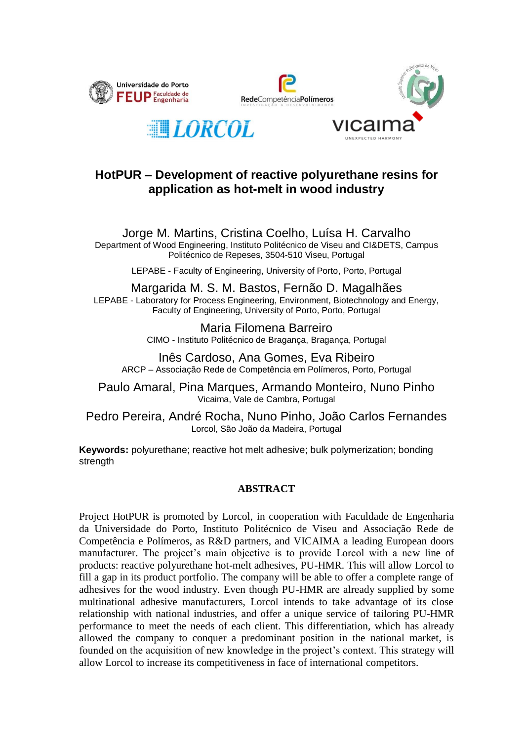# HotPUR – Development of reactive polyurethane resins for application as hot-melt in wood industry

Jorge M. Martins, Cristina Coelho, Luísa H. Carvalho
Department of Wood Engineering, Instituto Politécnico de Viseu and CI&DETS, Campus Politécnico de Repeses, 3504-510 Viseu, Portugal

LEPABE - Faculty of Engineering, University of Porto, Porto, Portugal

Margarida M. S. M. Bastos, Fernão D. Magalhães
LEPABE - Laboratory for Process Engineering, Environment, Biotechnology and Energy, Faculty of Engineering, University of Porto, Porto, Portugal

Maria Filomena Barreiro
CIMO - Instituto Politécnico de Bragança, Bragança, Portugal

Inês Cardoso, Ana Gomes, Eva Ribeiro
ARCP – Associação Rede de Competência em Polímeros, Porto, Portugal

Paulo Amaral, Pina Marques, Armando Monteiro, Nuno Pinho
Vicaima, Vale de Cambra, Portugal

Pedro Pereira, André Rocha, Nuno Pinho, João Carlos Fernandes
Lorcol, São João da Madeira, Portugal

**Keywords:** polyurethane; reactive hot melt adhesive; bulk polymerization; bonding strength

## ABSTRACT

Project HotPUR is promoted by Lorcol, in cooperation with Faculdade de Engenharia da Universidade do Porto, Instituto Politécnico de Viseu and Associação Rede de Competência e Polímeros, as R&D partners, and VICAIMA a leading European doors manufacturer. The project's main objective is to provide Lorcol with a new line of products: reactive polyurethane hot-melt adhesives, PU-HMR. This will allow Lorcol to fill a gap in its product portfolio. The company will be able to offer a complete range of adhesives for the wood industry. Even though PU-HMR are already supplied by some multinational adhesive manufacturers, Lorcol intends to take advantage of its close relationship with national industries, and offer a unique service of tailoring PU-HMR performance to meet the needs of each client. This differentiation, which has already allowed the company to conquer a predominant position in the national market, is founded on the acquisition of new knowledge in the project's context. This strategy will allow Lorcol to increase its competitiveness in face of international competitors.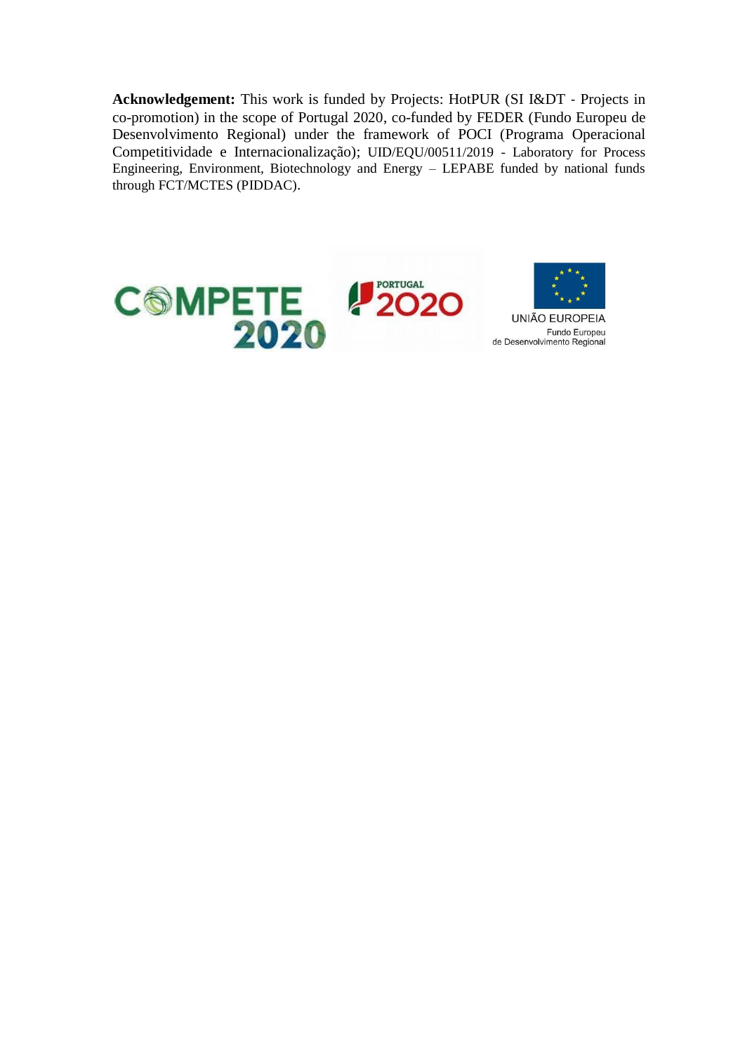**Acknowledgement:** This work is funded by Projects: HotPUR (SI I&DT - Projects in co-promotion) in the scope of Portugal 2020, co-funded by FEDER (Fundo Europeu de Desenvolvimento Regional) under the framework of POCI (Programa Operacional Competitividade e Internacionalização); UID/EQU/00511/2019 - Laboratory for Process Engineering, Environment, Biotechnology and Energy – LEPABE funded by national funds through FCT/MCTES (PIDDAC).

COMPETE 2020

PORTUGAL 2020

UNIÃO EUROPEIA
Fundo Europeu
de Desenvolvimento Regional